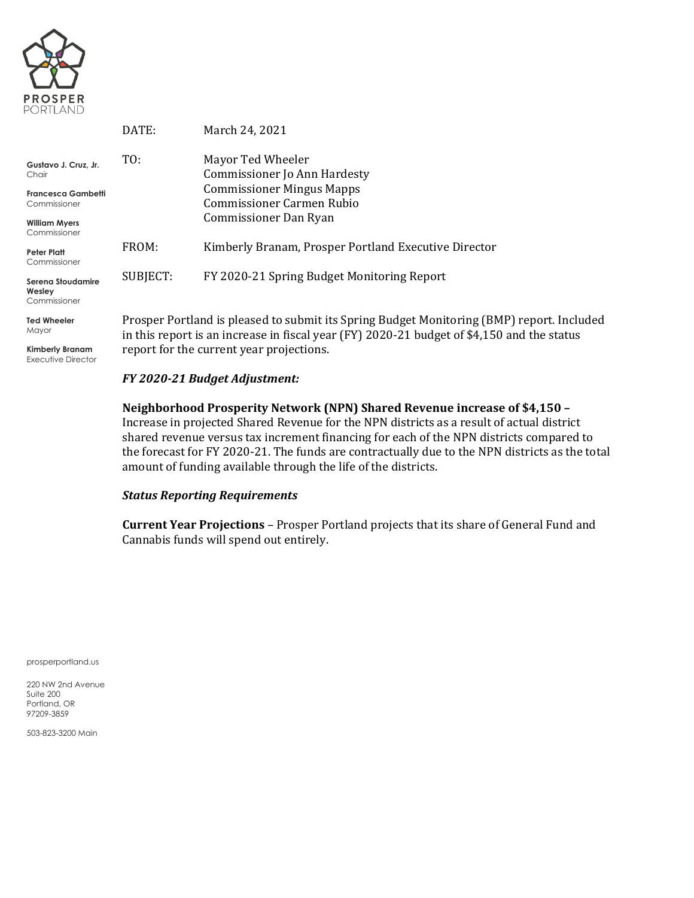PROSPER PORTLAND

**Gustavo J. Cruz, Jr.**
Chair

**Francesca Gambetti**
Commissioner

**William Myers**
Commissioner

**Peter Platt**
Commissioner

**Serena Stoudamire Wesley**
Commissioner

**Ted Wheeler**
Mayor

**Kimberly Branam**
Executive Director

DATE: March 24, 2021

TO: Mayor Ted Wheeler
Commissioner Jo Ann Hardesty
Commissioner Mingus Mapps
Commissioner Carmen Rubio
Commissioner Dan Ryan

FROM: Kimberly Branam, Prosper Portland Executive Director

SUBJECT: FY 2020-21 Spring Budget Monitoring Report

Prosper Portland is pleased to submit its Spring Budget Monitoring (BMP) report. Included in this report is an increase in fiscal year (FY) 2020-21 budget of $4,150 and the status report for the current year projections.

***FY 2020-21 Budget Adjustment:***

**Neighborhood Prosperity Network (NPN) Shared Revenue increase of $4,150 –**
Increase in projected Shared Revenue for the NPN districts as a result of actual district shared revenue versus tax increment financing for each of the NPN districts compared to the forecast for FY 2020-21. The funds are contractually due to the NPN districts as the total amount of funding available through the life of the districts.

***Status Reporting Requirements***

**Current Year Projections** – Prosper Portland projects that its share of General Fund and Cannabis funds will spend out entirely.

prosperportland.us

220 NW 2nd Avenue
Suite 200
Portland, OR
97209-3859

503-823-3200 Main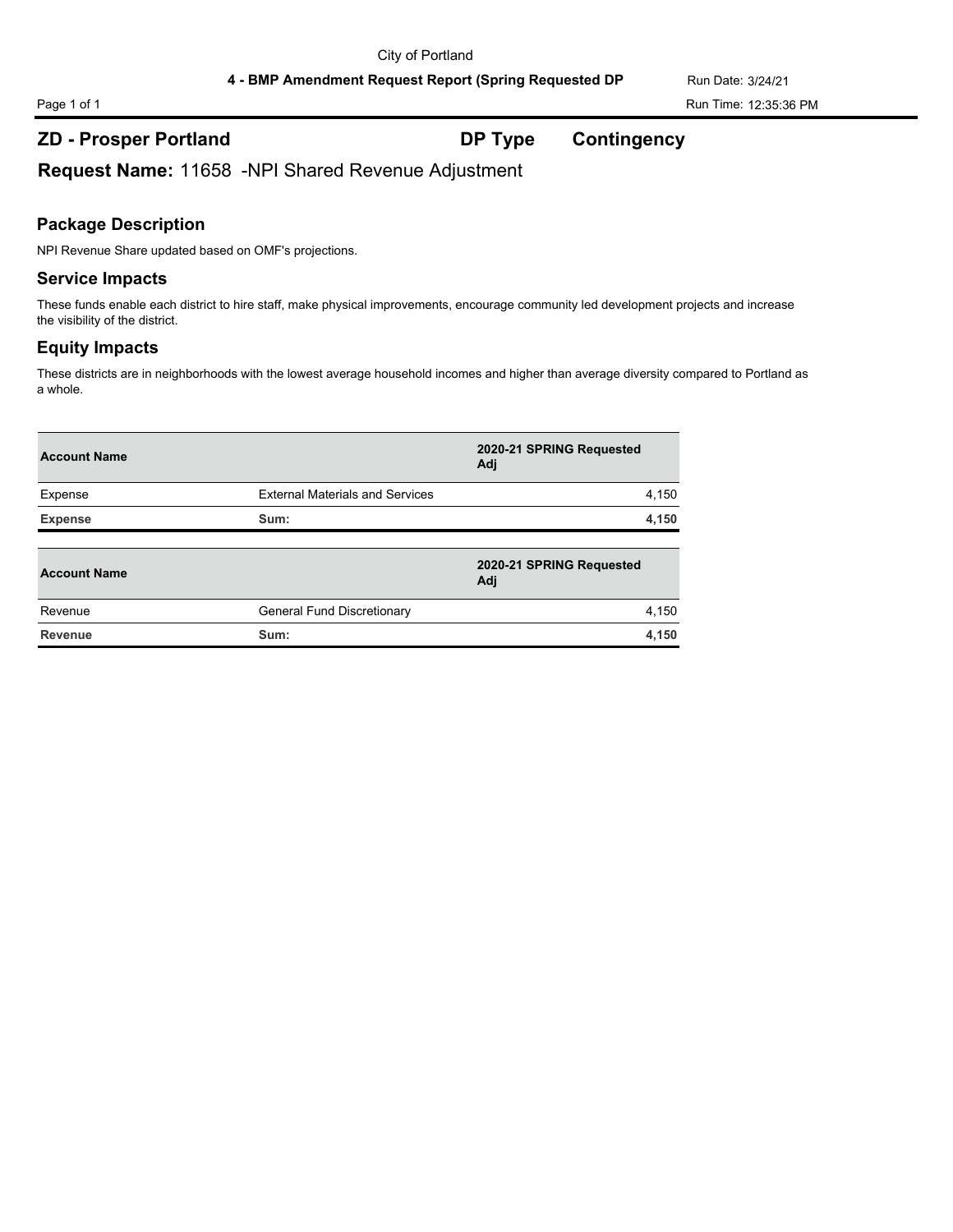City of Portland

**4 - BMP Amendment Request Report (Spring Requested DP**

Run Date: 3/24/21

Run Time: 12:35:36 PM

## ZD - Prosper Portland **DP Type** **Contingency**

**Request Name:** 11658 -NPI Shared Revenue Adjustment

### Package Description

NPI Revenue Share updated based on OMF's projections.

### Service Impacts

These funds enable each district to hire staff, make physical improvements, encourage community led development projects and increase the visibility of the district.

### Equity Impacts

These districts are in neighborhoods with the lowest average household incomes and higher than average diversity compared to Portland as a whole.

| Account Name | | 2020-21 SPRING Requested Adj |
|---|---|---|
| Expense | External Materials and Services | 4,150 |
| **Expense** | **Sum:** | **4,150** |

| Account Name | | 2020-21 SPRING Requested Adj |
|---|---|---|
| Revenue | General Fund Discretionary | 4,150 |
| **Revenue** | **Sum:** | **4,150** |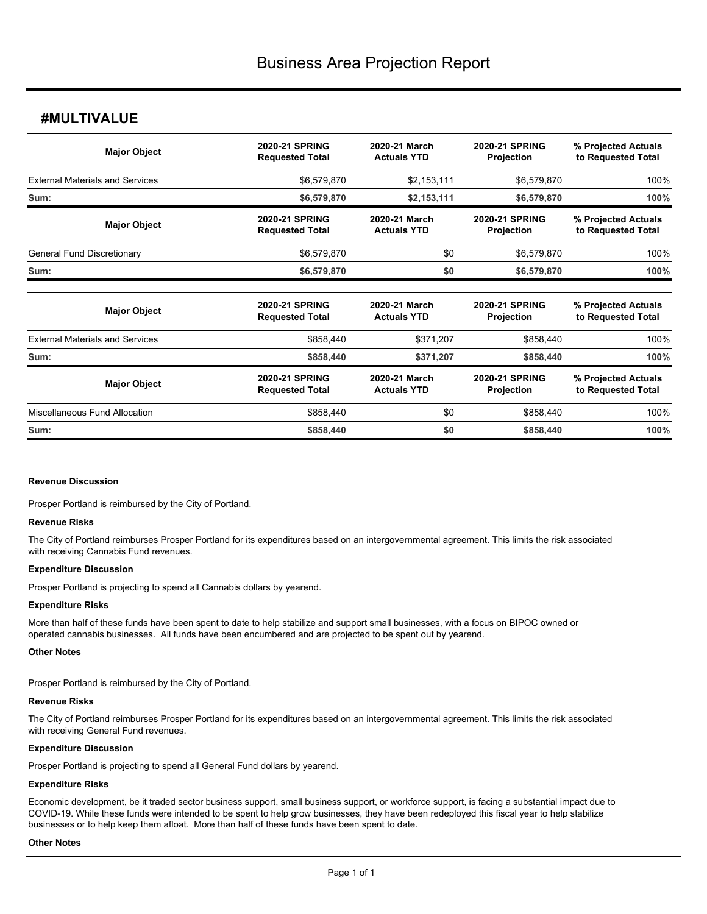# Business Area Projection Report

## #MULTIVALUE

| Major Object | 2020-21 SPRING Requested Total | 2020-21 March Actuals YTD | 2020-21 SPRING Projection | % Projected Actuals to Requested Total |
|---|---|---|---|---|
| External Materials and Services | $6,579,870 | $2,153,111 | $6,579,870 | 100% |
| **Sum:** | **$6,579,870** | **$2,153,111** | **$6,579,870** | **100%** |

| Major Object | 2020-21 SPRING Requested Total | 2020-21 March Actuals YTD | 2020-21 SPRING Projection | % Projected Actuals to Requested Total |
|---|---|---|---|---|
| General Fund Discretionary | $6,579,870 | $0 | $6,579,870 | 100% |
| **Sum:** | **$6,579,870** | **$0** | **$6,579,870** | **100%** |

| Major Object | 2020-21 SPRING Requested Total | 2020-21 March Actuals YTD | 2020-21 SPRING Projection | % Projected Actuals to Requested Total |
|---|---|---|---|---|
| External Materials and Services | $858,440 | $371,207 | $858,440 | 100% |
| **Sum:** | **$858,440** | **$371,207** | **$858,440** | **100%** |

| Major Object | 2020-21 SPRING Requested Total | 2020-21 March Actuals YTD | 2020-21 SPRING Projection | % Projected Actuals to Requested Total |
|---|---|---|---|---|
| Miscellaneous Fund Allocation | $858,440 | $0 | $858,440 | 100% |
| **Sum:** | **$858,440** | **$0** | **$858,440** | **100%** |

**Revenue Discussion**

Prosper Portland is reimbursed by the City of Portland.

**Revenue Risks**

The City of Portland reimburses Prosper Portland for its expenditures based on an intergovernmental agreement. This limits the risk associated with receiving Cannabis Fund revenues.

**Expenditure Discussion**

Prosper Portland is projecting to spend all Cannabis dollars by yearend.

**Expenditure Risks**

More than half of these funds have been spent to date to help stabilize and support small businesses, with a focus on BIPOC owned or operated cannabis businesses. All funds have been encumbered and are projected to be spent out by yearend.

**Other Notes**

Prosper Portland is reimbursed by the City of Portland.

**Revenue Risks**

The City of Portland reimburses Prosper Portland for its expenditures based on an intergovernmental agreement. This limits the risk associated with receiving General Fund revenues.

**Expenditure Discussion**

Prosper Portland is projecting to spend all General Fund dollars by yearend.

**Expenditure Risks**

Economic development, be it traded sector business support, small business support, or workforce support, is facing a substantial impact due to COVID-19. While these funds were intended to be spent to help grow businesses, they have been redeployed this fiscal year to help stabilize businesses or to help keep them afloat. More than half of these funds have been spent to date.

**Other Notes**